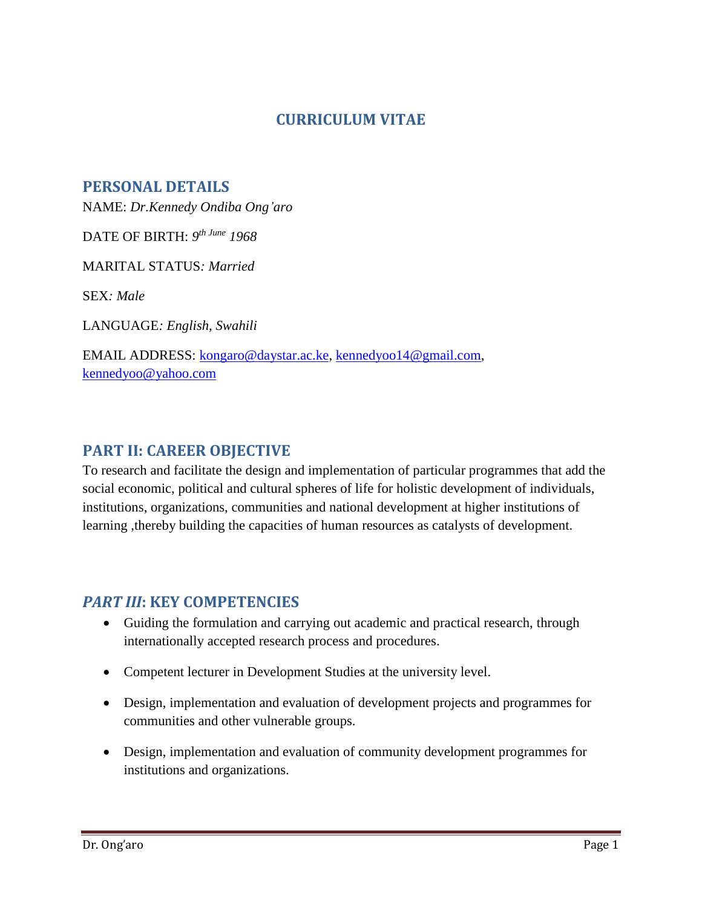# CURRICULUM VITAE

## PERSONAL DETAILS

NAME: *Dr.Kennedy Ondiba Ong'aro*

DATE OF BIRTH: *9th June 1968*

MARITAL STATUS*: Married*

SEX*: Male*

LANGUAGE*: English, Swahili*

EMAIL ADDRESS: kongaro@daystar.ac.ke, kennedyoo14@gmail.com, kennedyoo@yahoo.com

## PART II: CAREER OBJECTIVE

To research and facilitate the design and implementation of particular programmes that add the social economic, political and cultural spheres of life for holistic development of individuals, institutions, organizations, communities and national development at higher institutions of learning ,thereby building the capacities of human resources as catalysts of development.

## *PART III*: KEY COMPETENCIES

- Guiding the formulation and carrying out academic and practical research, through internationally accepted research process and procedures.
- Competent lecturer in Development Studies at the university level.
- Design, implementation and evaluation of development projects and programmes for communities and other vulnerable groups.
- Design, implementation and evaluation of community development programmes for institutions and organizations.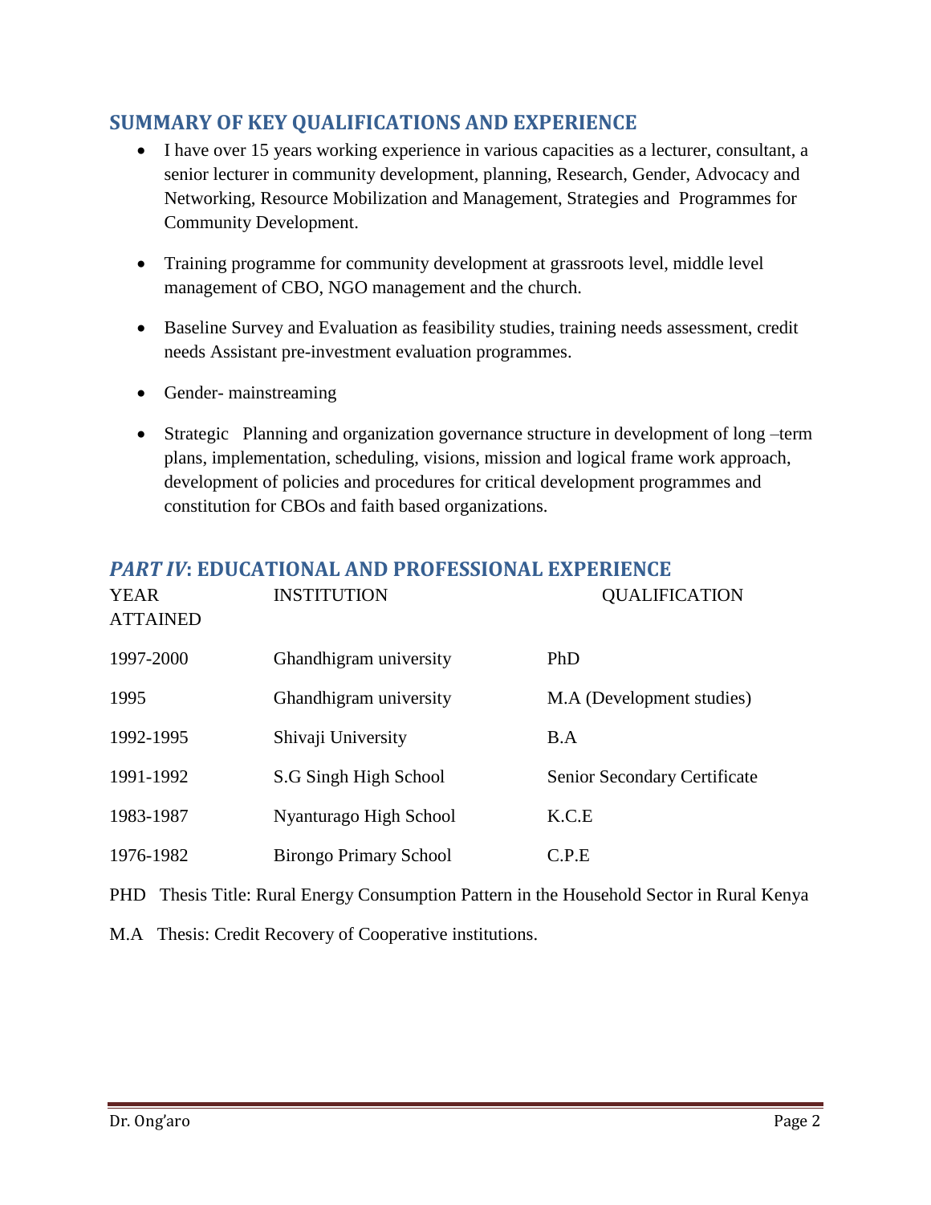## SUMMARY OF KEY QUALIFICATIONS AND EXPERIENCE

- I have over 15 years working experience in various capacities as a lecturer, consultant, a senior lecturer in community development, planning, Research, Gender, Advocacy and Networking, Resource Mobilization and Management, Strategies and Programmes for Community Development.
- Training programme for community development at grassroots level, middle level management of CBO, NGO management and the church.
- Baseline Survey and Evaluation as feasibility studies, training needs assessment, credit needs Assistant pre-investment evaluation programmes.
- Gender- mainstreaming
- Strategic Planning and organization governance structure in development of long –term plans, implementation, scheduling, visions, mission and logical frame work approach, development of policies and procedures for critical development programmes and constitution for CBOs and faith based organizations.

## *PART IV*: EDUCATIONAL AND PROFESSIONAL EXPERIENCE

| YEAR ATTAINED | INSTITUTION | QUALIFICATION |
|---|---|---|
| 1997-2000 | Ghandhigram university | PhD |
| 1995 | Ghandhigram university | M.A (Development studies) |
| 1992-1995 | Shivaji University | B.A |
| 1991-1992 | S.G Singh High School | Senior Secondary Certificate |
| 1983-1987 | Nyanturago High School | K.C.E |
| 1976-1982 | Birongo Primary School | C.P.E |

PHD Thesis Title: Rural Energy Consumption Pattern in the Household Sector in Rural Kenya

M.A Thesis: Credit Recovery of Cooperative institutions.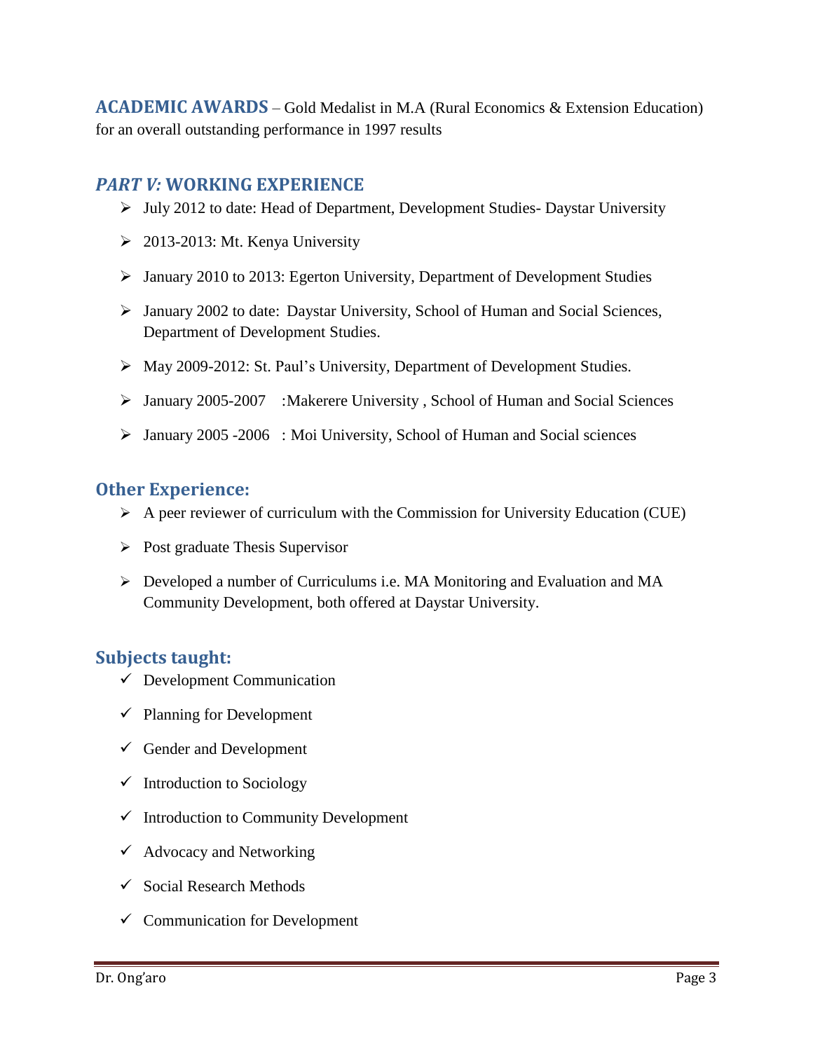**ACADEMIC AWARDS** – Gold Medalist in M.A (Rural Economics & Extension Education) for an overall outstanding performance in 1997 results

## *PART V:* WORKING EXPERIENCE

- July 2012 to date: Head of Department, Development Studies- Daystar University
- 2013-2013: Mt. Kenya University
- January 2010 to 2013: Egerton University, Department of Development Studies
- January 2002 to date: Daystar University, School of Human and Social Sciences, Department of Development Studies.
- May 2009-2012: St. Paul's University, Department of Development Studies.
- January 2005-2007 :Makerere University , School of Human and Social Sciences
- January 2005 -2006 : Moi University, School of Human and Social sciences

## Other Experience:

- A peer reviewer of curriculum with the Commission for University Education (CUE)
- Post graduate Thesis Supervisor
- Developed a number of Curriculums i.e. MA Monitoring and Evaluation and MA Community Development, both offered at Daystar University.

## Subjects taught:

- Development Communication
- Planning for Development
- Gender and Development
- Introduction to Sociology
- Introduction to Community Development
- Advocacy and Networking
- Social Research Methods
- Communication for Development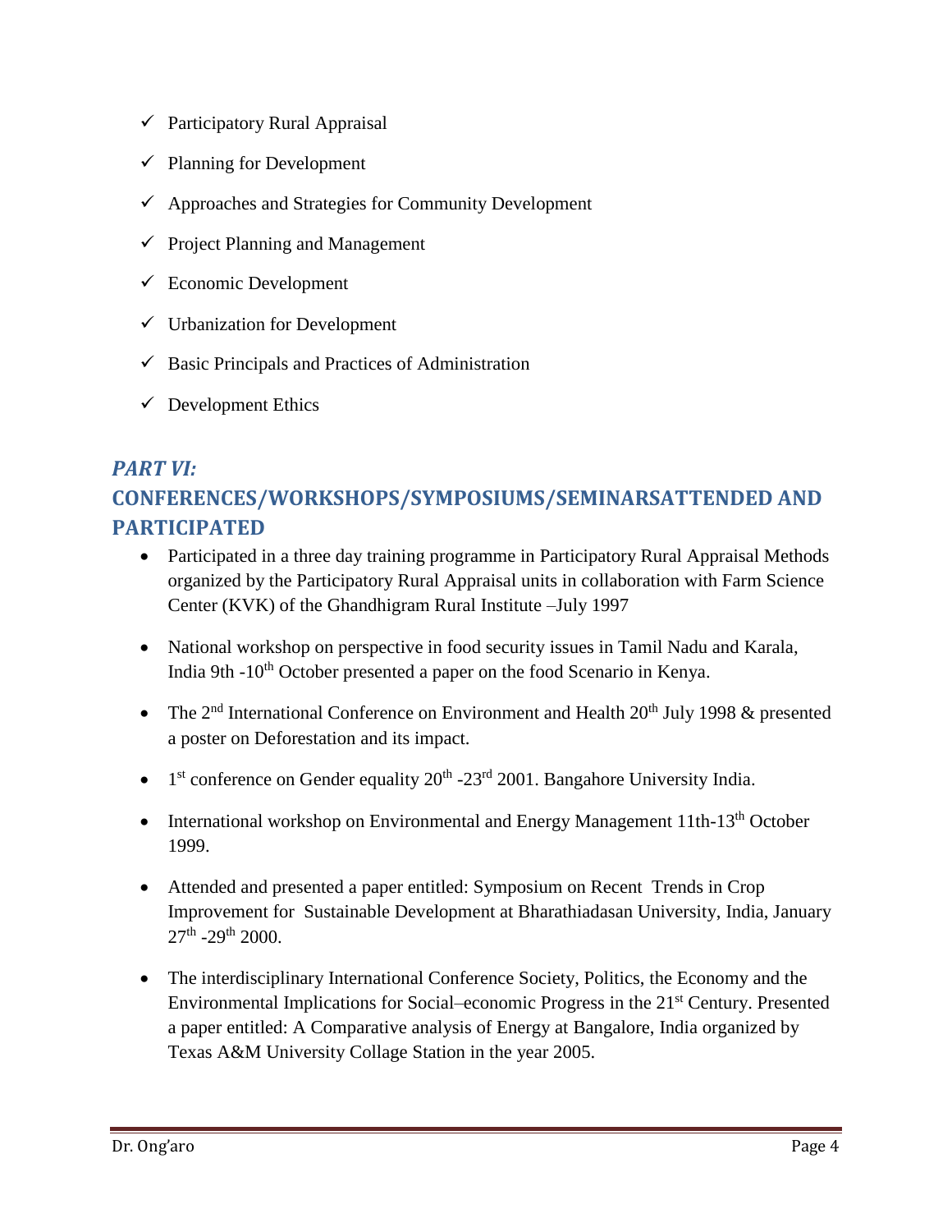- ✓ Participatory Rural Appraisal
- ✓ Planning for Development
- ✓ Approaches and Strategies for Community Development
- ✓ Project Planning and Management
- ✓ Economic Development
- ✓ Urbanization for Development
- ✓ Basic Principals and Practices of Administration
- ✓ Development Ethics

## *PART VI:* CONFERENCES/WORKSHOPS/SYMPOSIUMS/SEMINARSATTENDED AND PARTICIPATED

- Participated in a three day training programme in Participatory Rural Appraisal Methods organized by the Participatory Rural Appraisal units in collaboration with Farm Science Center (KVK) of the Ghandhigram Rural Institute –July 1997
- National workshop on perspective in food security issues in Tamil Nadu and Karala, India 9th -10th October presented a paper on the food Scenario in Kenya.
- The 2nd International Conference on Environment and Health 20th July 1998 & presented a poster on Deforestation and its impact.
- 1st conference on Gender equality 20th -23rd 2001. Bangahore University India.
- International workshop on Environmental and Energy Management 11th-13th October 1999.
- Attended and presented a paper entitled: Symposium on Recent Trends in Crop Improvement for Sustainable Development at Bharathiadasan University, India, January 27th -29th 2000.
- The interdisciplinary International Conference Society, Politics, the Economy and the Environmental Implications for Social–economic Progress in the 21st Century. Presented a paper entitled: A Comparative analysis of Energy at Bangalore, India organized by Texas A&M University Collage Station in the year 2005.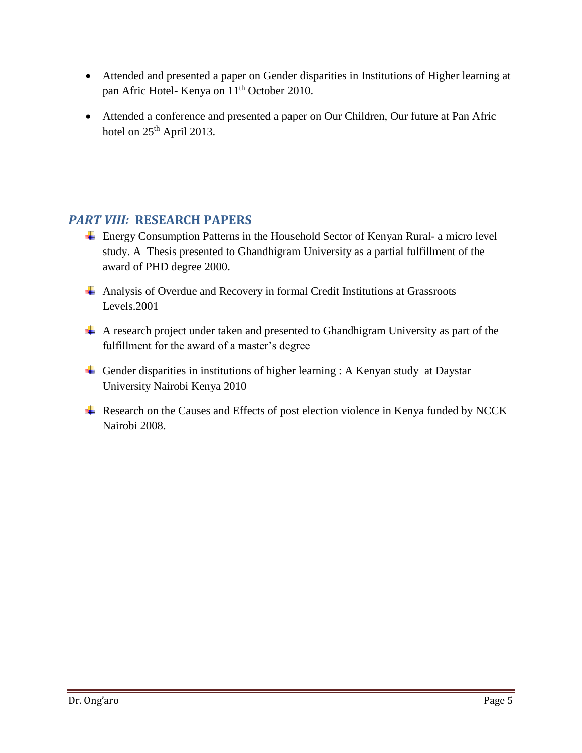- Attended and presented a paper on Gender disparities in Institutions of Higher learning at pan Afric Hotel- Kenya on 11th October 2010.
- Attended a conference and presented a paper on Our Children, Our future at Pan Afric hotel on 25th April 2013.

## *PART VIII:* RESEARCH PAPERS

- Energy Consumption Patterns in the Household Sector of Kenyan Rural- a micro level study. A Thesis presented to Ghandhigram University as a partial fulfillment of the award of PHD degree 2000.
- Analysis of Overdue and Recovery in formal Credit Institutions at Grassroots Levels.2001
- A research project under taken and presented to Ghandhigram University as part of the fulfillment for the award of a master's degree
- Gender disparities in institutions of higher learning : A Kenyan study at Daystar University Nairobi Kenya 2010
- Research on the Causes and Effects of post election violence in Kenya funded by NCCK Nairobi 2008.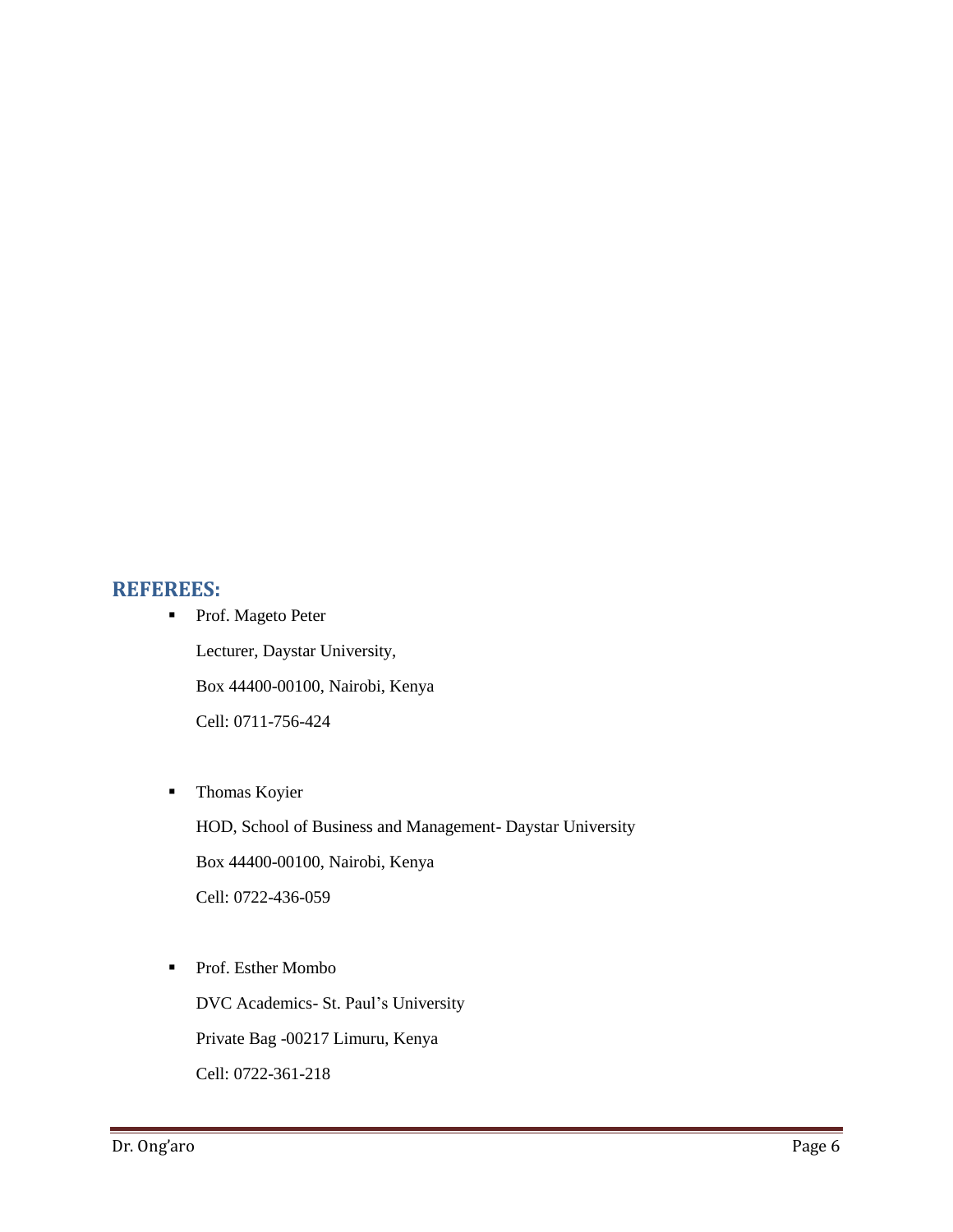## REFEREES:

- Prof. Mageto Peter

  Lecturer, Daystar University,

  Box 44400-00100, Nairobi, Kenya

  Cell: 0711-756-424

- Thomas Koyier

  HOD, School of Business and Management- Daystar University

  Box 44400-00100, Nairobi, Kenya

  Cell: 0722-436-059

- Prof. Esther Mombo

  DVC Academics- St. Paul's University

  Private Bag -00217 Limuru, Kenya

  Cell: 0722-361-218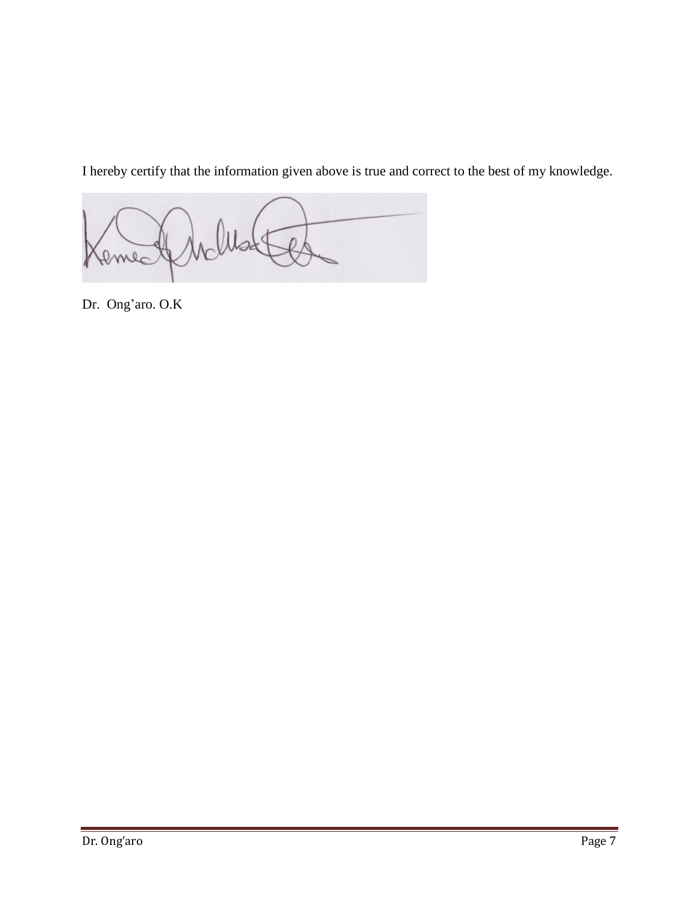I hereby certify that the information given above is true and correct to the best of my knowledge.

Dr. Ong'aro. O.K